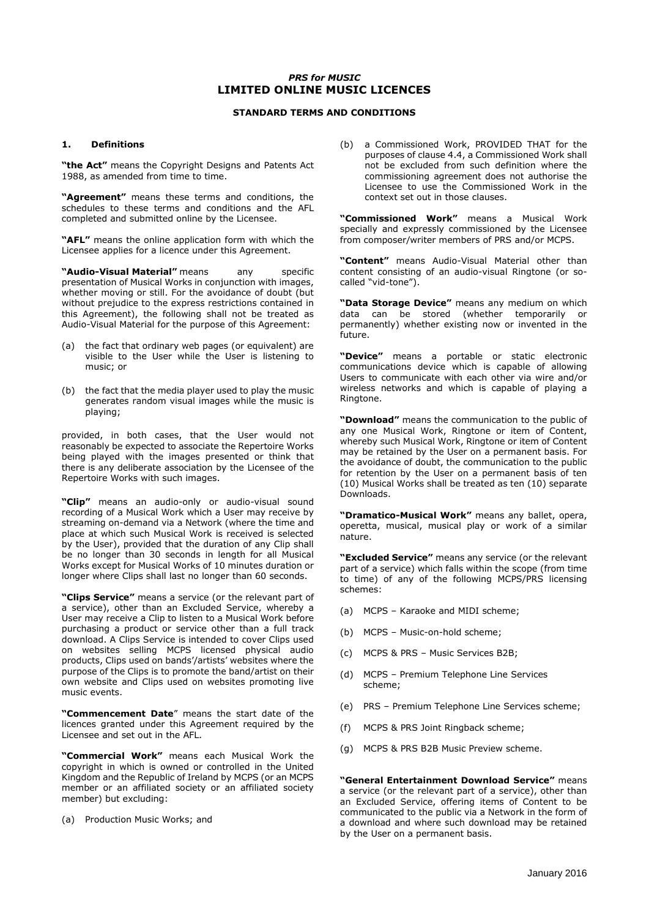# *PRS for MUSIC*
# LIMITED ONLINE MUSIC LICENCES

## STANDARD TERMS AND CONDITIONS

### 1. Definitions

**"the Act"** means the Copyright Designs and Patents Act 1988, as amended from time to time.

**"Agreement"** means these terms and conditions, the schedules to these terms and conditions and the AFL completed and submitted online by the Licensee.

**"AFL"** means the online application form with which the Licensee applies for a licence under this Agreement.

**"Audio-Visual Material"** means any specific presentation of Musical Works in conjunction with images, whether moving or still. For the avoidance of doubt (but without prejudice to the express restrictions contained in this Agreement), the following shall not be treated as Audio-Visual Material for the purpose of this Agreement:

(a) the fact that ordinary web pages (or equivalent) are visible to the User while the User is listening to music; or

(b) the fact that the media player used to play the music generates random visual images while the music is playing;

provided, in both cases, that the User would not reasonably be expected to associate the Repertoire Works being played with the images presented or think that there is any deliberate association by the Licensee of the Repertoire Works with such images.

**"Clip"** means an audio-only or audio-visual sound recording of a Musical Work which a User may receive by streaming on-demand via a Network (where the time and place at which such Musical Work is received is selected by the User), provided that the duration of any Clip shall be no longer than 30 seconds in length for all Musical Works except for Musical Works of 10 minutes duration or longer where Clips shall last no longer than 60 seconds.

**"Clips Service"** means a service (or the relevant part of a service), other than an Excluded Service, whereby a User may receive a Clip to listen to a Musical Work before purchasing a product or service other than a full track download. A Clips Service is intended to cover Clips used on websites selling MCPS licensed physical audio products, Clips used on bands'/artists' websites where the purpose of the Clips is to promote the band/artist on their own website and Clips used on websites promoting live music events.

**"Commencement Date"** means the start date of the licences granted under this Agreement required by the Licensee and set out in the AFL.

**"Commercial Work"** means each Musical Work the copyright in which is owned or controlled in the United Kingdom and the Republic of Ireland by MCPS (or an MCPS member or an affiliated society or an affiliated society member) but excluding:

(a) Production Music Works; and

(b) a Commissioned Work, PROVIDED THAT for the purposes of clause 4.4, a Commissioned Work shall not be excluded from such definition where the commissioning agreement does not authorise the Licensee to use the Commissioned Work in the context set out in those clauses.

**"Commissioned Work"** means a Musical Work specially and expressly commissioned by the Licensee from composer/writer members of PRS and/or MCPS.

**"Content"** means Audio-Visual Material other than content consisting of an audio-visual Ringtone (or so-called "vid-tone").

**"Data Storage Device"** means any medium on which data can be stored (whether temporarily or permanently) whether existing now or invented in the future.

**"Device"** means a portable or static electronic communications device which is capable of allowing Users to communicate with each other via wire and/or wireless networks and which is capable of playing a Ringtone.

**"Download"** means the communication to the public of any one Musical Work, Ringtone or item of Content, whereby such Musical Work, Ringtone or item of Content may be retained by the User on a permanent basis. For the avoidance of doubt, the communication to the public for retention by the User on a permanent basis of ten (10) Musical Works shall be treated as ten (10) separate Downloads.

**"Dramatico-Musical Work"** means any ballet, opera, operetta, musical, musical play or work of a similar nature.

**"Excluded Service"** means any service (or the relevant part of a service) which falls within the scope (from time to time) of any of the following MCPS/PRS licensing schemes:

(a) MCPS – Karaoke and MIDI scheme;

(b) MCPS – Music-on-hold scheme;

(c) MCPS & PRS – Music Services B2B;

(d) MCPS – Premium Telephone Line Services scheme;

(e) PRS – Premium Telephone Line Services scheme;

(f) MCPS & PRS Joint Ringback scheme;

(g) MCPS & PRS B2B Music Preview scheme.

**"General Entertainment Download Service"** means a service (or the relevant part of a service), other than an Excluded Service, offering items of Content to be communicated to the public via a Network in the form of a download and where such download may be retained by the User on a permanent basis.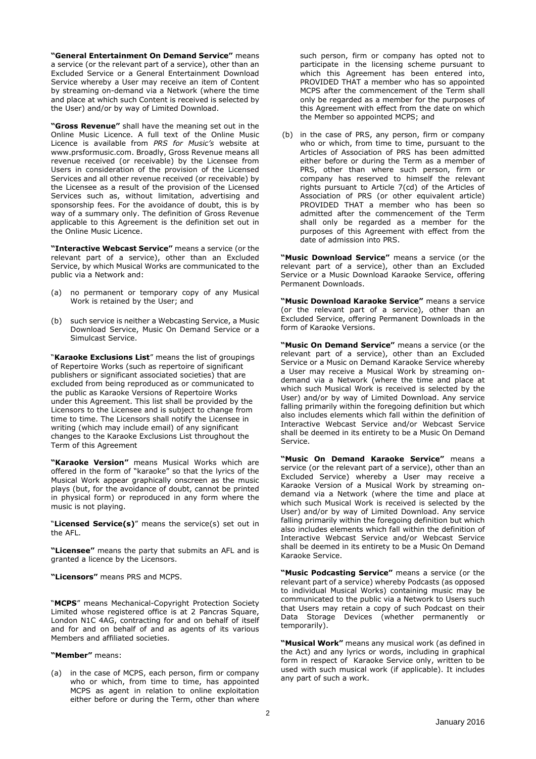**"General Entertainment On Demand Service"** means a service (or the relevant part of a service), other than an Excluded Service or a General Entertainment Download Service whereby a User may receive an item of Content by streaming on-demand via a Network (where the time and place at which such Content is received is selected by the User) and/or by way of Limited Download.

**"Gross Revenue"** shall have the meaning set out in the Online Music Licence. A full text of the Online Music Licence is available from *PRS for Music's* website at www.prsformusic.com. Broadly, Gross Revenue means all revenue received (or receivable) by the Licensee from Users in consideration of the provision of the Licensed Services and all other revenue received (or receivable) by the Licensee as a result of the provision of the Licensed Services such as, without limitation, advertising and sponsorship fees. For the avoidance of doubt, this is by way of a summary only. The definition of Gross Revenue applicable to this Agreement is the definition set out in the Online Music Licence.

**"Interactive Webcast Service"** means a service (or the relevant part of a service), other than an Excluded Service, by which Musical Works are communicated to the public via a Network and:

(a) no permanent or temporary copy of any Musical Work is retained by the User; and

(b) such service is neither a Webcasting Service, a Music Download Service, Music On Demand Service or a Simulcast Service.

"**Karaoke Exclusions List**" means the list of groupings of Repertoire Works (such as repertoire of significant publishers or significant associated societies) that are excluded from being reproduced as or communicated to the public as Karaoke Versions of Repertoire Works under this Agreement. This list shall be provided by the Licensors to the Licensee and is subject to change from time to time. The Licensors shall notify the Licensee in writing (which may include email) of any significant changes to the Karaoke Exclusions List throughout the Term of this Agreement

**"Karaoke Version"** means Musical Works which are offered in the form of "karaoke" so that the lyrics of the Musical Work appear graphically onscreen as the music plays (but, for the avoidance of doubt, cannot be printed in physical form) or reproduced in any form where the music is not playing.

"**Licensed Service(s)**" means the service(s) set out in the AFL.

**"Licensee"** means the party that submits an AFL and is granted a licence by the Licensors.

**"Licensors"** means PRS and MCPS.

"**MCPS**" means Mechanical-Copyright Protection Society Limited whose registered office is at 2 Pancras Square, London N1C 4AG, contracting for and on behalf of itself and for and on behalf of and as agents of its various Members and affiliated societies.

**"Member"** means:

(a) in the case of MCPS, each person, firm or company who or which, from time to time, has appointed MCPS as agent in relation to online exploitation either before or during the Term, other than where such person, firm or company has opted not to participate in the licensing scheme pursuant to which this Agreement has been entered into, PROVIDED THAT a member who has so appointed MCPS after the commencement of the Term shall only be regarded as a member for the purposes of this Agreement with effect from the date on which the Member so appointed MCPS; and

(b) in the case of PRS, any person, firm or company who or which, from time to time, pursuant to the Articles of Association of PRS has been admitted either before or during the Term as a member of PRS, other than where such person, firm or company has reserved to himself the relevant rights pursuant to Article 7(cd) of the Articles of Association of PRS (or other equivalent article) PROVIDED THAT a member who has been so admitted after the commencement of the Term shall only be regarded as a member for the purposes of this Agreement with effect from the date of admission into PRS.

**"Music Download Service"** means a service (or the relevant part of a service), other than an Excluded Service or a Music Download Karaoke Service, offering Permanent Downloads.

**"Music Download Karaoke Service"** means a service (or the relevant part of a service), other than an Excluded Service, offering Permanent Downloads in the form of Karaoke Versions.

**"Music On Demand Service"** means a service (or the relevant part of a service), other than an Excluded Service or a Music on Demand Karaoke Service whereby a User may receive a Musical Work by streaming on-demand via a Network (where the time and place at which such Musical Work is received is selected by the User) and/or by way of Limited Download. Any service falling primarily within the foregoing definition but which also includes elements which fall within the definition of Interactive Webcast Service and/or Webcast Service shall be deemed in its entirety to be a Music On Demand Service.

**"Music On Demand Karaoke Service"** means a service (or the relevant part of a service), other than an Excluded Service) whereby a User may receive a Karaoke Version of a Musical Work by streaming on-demand via a Network (where the time and place at which such Musical Work is received is selected by the User) and/or by way of Limited Download. Any service falling primarily within the foregoing definition but which also includes elements which fall within the definition of Interactive Webcast Service and/or Webcast Service shall be deemed in its entirety to be a Music On Demand Karaoke Service.

**"Music Podcasting Service"** means a service (or the relevant part of a service) whereby Podcasts (as opposed to individual Musical Works) containing music may be communicated to the public via a Network to Users such that Users may retain a copy of such Podcast on their Data Storage Devices (whether permanently or temporarily).

**"Musical Work"** means any musical work (as defined in the Act) and any lyrics or words, including in graphical form in respect of Karaoke Service only, written to be used with such musical work (if applicable). It includes any part of such a work.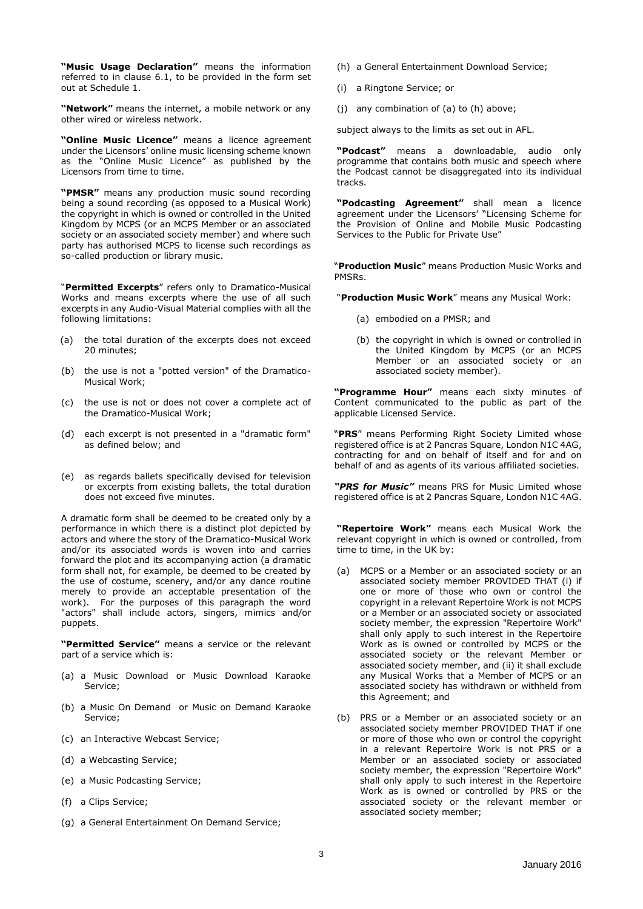**"Music Usage Declaration"** means the information referred to in clause 6.1, to be provided in the form set out at Schedule 1.

**"Network"** means the internet, a mobile network or any other wired or wireless network.

**"Online Music Licence"** means a licence agreement under the Licensors' online music licensing scheme known as the "Online Music Licence" as published by the Licensors from time to time.

**"PMSR"** means any production music sound recording being a sound recording (as opposed to a Musical Work) the copyright in which is owned or controlled in the United Kingdom by MCPS (or an MCPS Member or an associated society or an associated society member) and where such party has authorised MCPS to license such recordings as so-called production or library music.

"**Permitted Excerpts**" refers only to Dramatico-Musical Works and means excerpts where the use of all such excerpts in any Audio-Visual Material complies with all the following limitations:

(a) the total duration of the excerpts does not exceed 20 minutes;

(b) the use is not a "potted version" of the Dramatico-Musical Work;

(c) the use is not or does not cover a complete act of the Dramatico-Musical Work;

(d) each excerpt is not presented in a "dramatic form" as defined below; and

(e) as regards ballets specifically devised for television or excerpts from existing ballets, the total duration does not exceed five minutes.

A dramatic form shall be deemed to be created only by a performance in which there is a distinct plot depicted by actors and where the story of the Dramatico-Musical Work and/or its associated words is woven into and carries forward the plot and its accompanying action (a dramatic form shall not, for example, be deemed to be created by the use of costume, scenery, and/or any dance routine merely to provide an acceptable presentation of the work). For the purposes of this paragraph the word "actors" shall include actors, singers, mimics and/or puppets.

**"Permitted Service"** means a service or the relevant part of a service which is:

(a) a Music Download or Music Download Karaoke Service;

(b) a Music On Demand or Music on Demand Karaoke Service;

(c) an Interactive Webcast Service;

(d) a Webcasting Service;

(e) a Music Podcasting Service;

(f) a Clips Service;

(g) a General Entertainment On Demand Service;

(h) a General Entertainment Download Service;

(i) a Ringtone Service; or

(j) any combination of (a) to (h) above;

subject always to the limits as set out in AFL.

**"Podcast"** means a downloadable, audio only programme that contains both music and speech where the Podcast cannot be disaggregated into its individual tracks.

**"Podcasting Agreement"** shall mean a licence agreement under the Licensors' "Licensing Scheme for the Provision of Online and Mobile Music Podcasting Services to the Public for Private Use"

"**Production Music**" means Production Music Works and PMSRs.

"**Production Music Work**" means any Musical Work:

(a) embodied on a PMSR; and

(b) the copyright in which is owned or controlled in the United Kingdom by MCPS (or an MCPS Member or an associated society or an associated society member).

**"Programme Hour"** means each sixty minutes of Content communicated to the public as part of the applicable Licensed Service.

"**PRS**" means Performing Right Society Limited whose registered office is at 2 Pancras Square, London N1C 4AG, contracting for and on behalf of itself and for and on behalf of and as agents of its various affiliated societies.

***"PRS for Music"*** means PRS for Music Limited whose registered office is at 2 Pancras Square, London N1C 4AG.

**"Repertoire Work"** means each Musical Work the relevant copyright in which is owned or controlled, from time to time, in the UK by:

(a) MCPS or a Member or an associated society or an associated society member PROVIDED THAT (i) if one or more of those who own or control the copyright in a relevant Repertoire Work is not MCPS or a Member or an associated society or associated society member, the expression "Repertoire Work" shall only apply to such interest in the Repertoire Work as is owned or controlled by MCPS or the associated society or the relevant Member or associated society member, and (ii) it shall exclude any Musical Works that a Member of MCPS or an associated society has withdrawn or withheld from this Agreement; and

(b) PRS or a Member or an associated society or an associated society member PROVIDED THAT if one or more of those who own or control the copyright in a relevant Repertoire Work is not PRS or a Member or an associated society or associated society member, the expression "Repertoire Work" shall only apply to such interest in the Repertoire Work as is owned or controlled by PRS or the associated society or the relevant member or associated society member;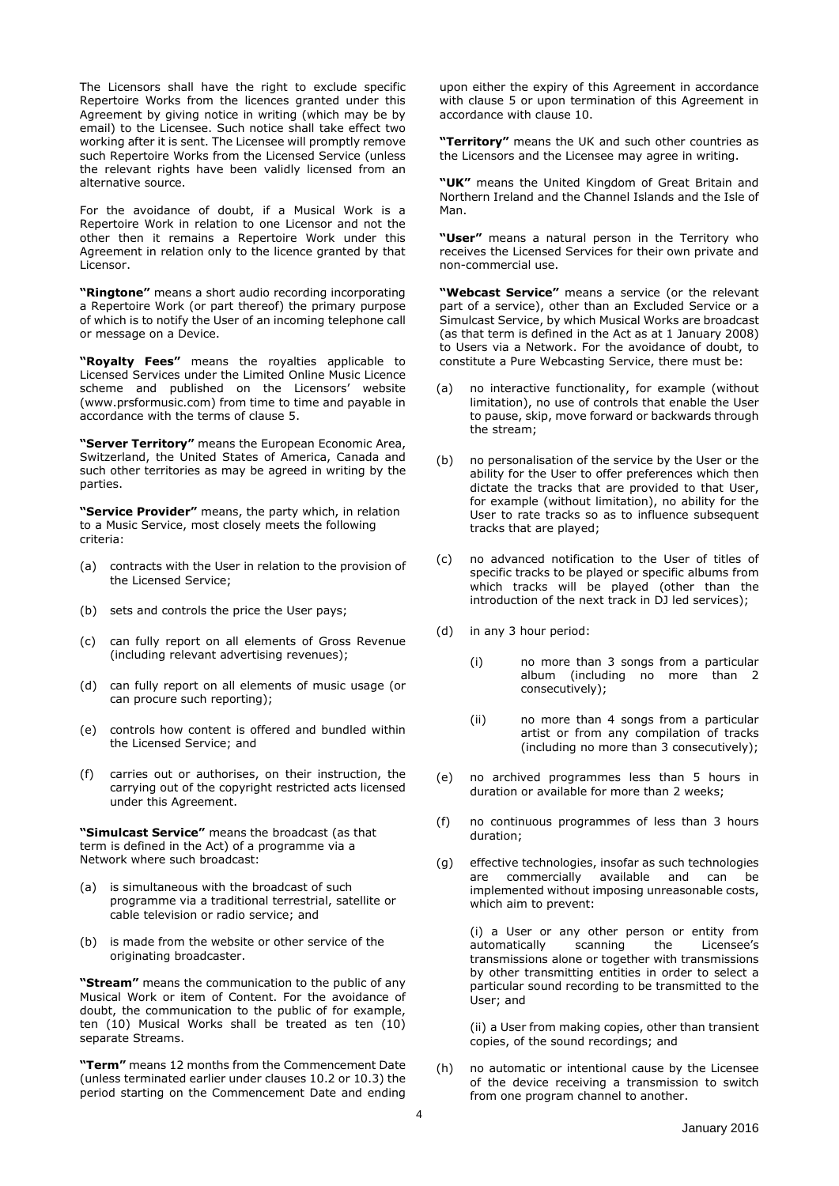The Licensors shall have the right to exclude specific Repertoire Works from the licences granted under this Agreement by giving notice in writing (which may be by email) to the Licensee. Such notice shall take effect two working after it is sent. The Licensee will promptly remove such Repertoire Works from the Licensed Service (unless the relevant rights have been validly licensed from an alternative source.

For the avoidance of doubt, if a Musical Work is a Repertoire Work in relation to one Licensor and not the other then it remains a Repertoire Work under this Agreement in relation only to the licence granted by that Licensor.

**"Ringtone"** means a short audio recording incorporating a Repertoire Work (or part thereof) the primary purpose of which is to notify the User of an incoming telephone call or message on a Device.

**"Royalty Fees"** means the royalties applicable to Licensed Services under the Limited Online Music Licence scheme and published on the Licensors' website (www.prsformusic.com) from time to time and payable in accordance with the terms of clause 5.

**"Server Territory"** means the European Economic Area, Switzerland, the United States of America, Canada and such other territories as may be agreed in writing by the parties.

**"Service Provider"** means, the party which, in relation to a Music Service, most closely meets the following criteria:

(a) contracts with the User in relation to the provision of the Licensed Service;

(b) sets and controls the price the User pays;

(c) can fully report on all elements of Gross Revenue (including relevant advertising revenues);

(d) can fully report on all elements of music usage (or can procure such reporting);

(e) controls how content is offered and bundled within the Licensed Service; and

(f) carries out or authorises, on their instruction, the carrying out of the copyright restricted acts licensed under this Agreement.

**"Simulcast Service"** means the broadcast (as that term is defined in the Act) of a programme via a Network where such broadcast:

(a) is simultaneous with the broadcast of such programme via a traditional terrestrial, satellite or cable television or radio service; and

(b) is made from the website or other service of the originating broadcaster.

**"Stream"** means the communication to the public of any Musical Work or item of Content. For the avoidance of doubt, the communication to the public of for example, ten (10) Musical Works shall be treated as ten (10) separate Streams.

**"Term"** means 12 months from the Commencement Date (unless terminated earlier under clauses 10.2 or 10.3) the period starting on the Commencement Date and ending upon either the expiry of this Agreement in accordance with clause 5 or upon termination of this Agreement in accordance with clause 10.

**"Territory"** means the UK and such other countries as the Licensors and the Licensee may agree in writing.

**"UK"** means the United Kingdom of Great Britain and Northern Ireland and the Channel Islands and the Isle of Man.

**"User"** means a natural person in the Territory who receives the Licensed Services for their own private and non-commercial use.

**"Webcast Service"** means a service (or the relevant part of a service), other than an Excluded Service or a Simulcast Service, by which Musical Works are broadcast (as that term is defined in the Act as at 1 January 2008) to Users via a Network. For the avoidance of doubt, to constitute a Pure Webcasting Service, there must be:

(a) no interactive functionality, for example (without limitation), no use of controls that enable the User to pause, skip, move forward or backwards through the stream;

(b) no personalisation of the service by the User or the ability for the User to offer preferences which then dictate the tracks that are provided to that User, for example (without limitation), no ability for the User to rate tracks so as to influence subsequent tracks that are played;

(c) no advanced notification to the User of titles of specific tracks to be played or specific albums from which tracks will be played (other than the introduction of the next track in DJ led services);

(d) in any 3 hour period:

  (i) no more than 3 songs from a particular album (including no more than 2 consecutively);

  (ii) no more than 4 songs from a particular artist or from any compilation of tracks (including no more than 3 consecutively);

(e) no archived programmes less than 5 hours in duration or available for more than 2 weeks;

(f) no continuous programmes of less than 3 hours duration;

(g) effective technologies, insofar as such technologies are commercially available and can be implemented without imposing unreasonable costs, which aim to prevent:

  (i) a User or any other person or entity from automatically scanning the Licensee's transmissions alone or together with transmissions by other transmitting entities in order to select a particular sound recording to be transmitted to the User; and

  (ii) a User from making copies, other than transient copies, of the sound recordings; and

(h) no automatic or intentional cause by the Licensee of the device receiving a transmission to switch from one program channel to another.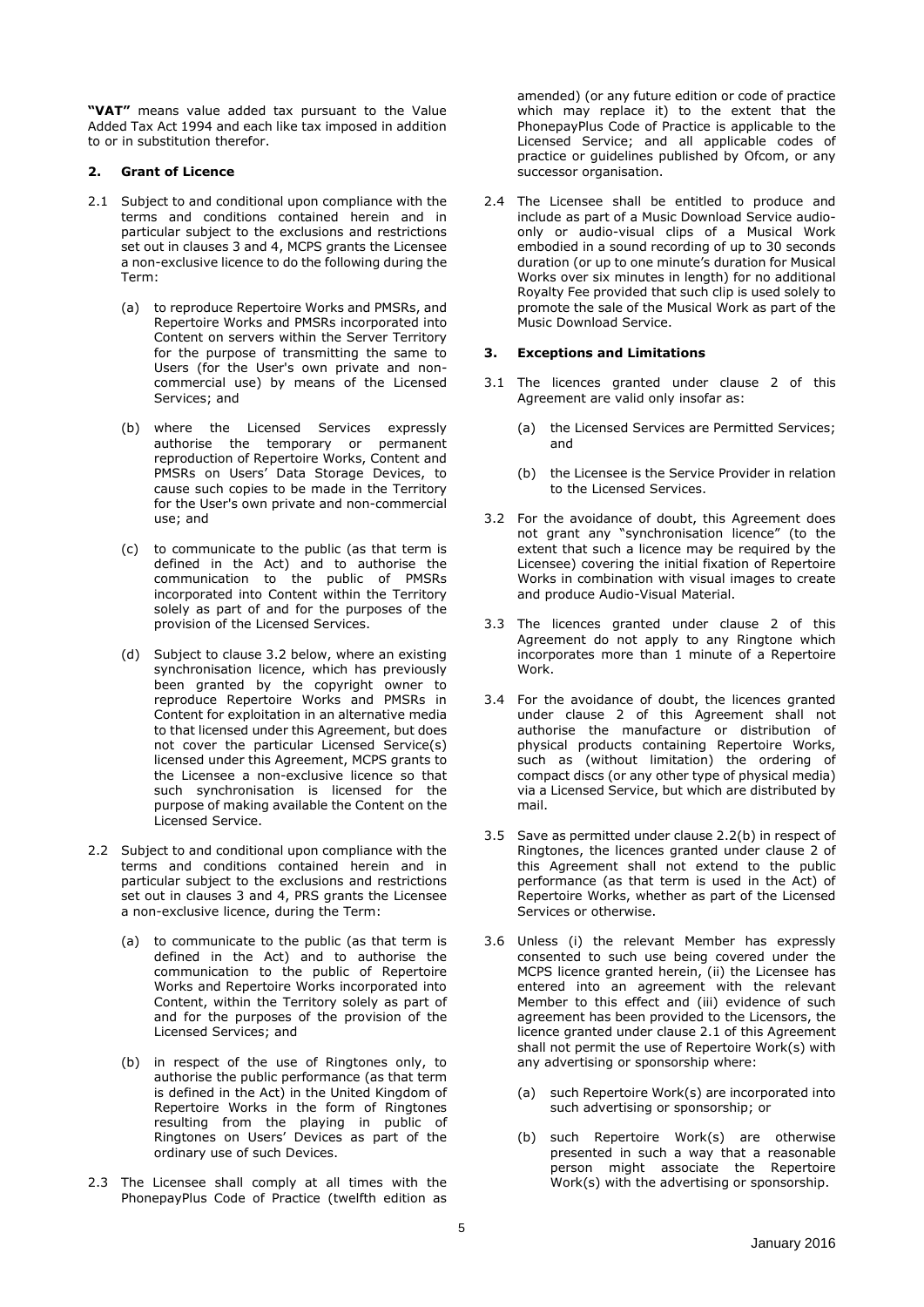**"VAT"** means value added tax pursuant to the Value Added Tax Act 1994 and each like tax imposed in addition to or in substitution therefor.

## 2. Grant of Licence

2.1 Subject to and conditional upon compliance with the terms and conditions contained herein and in particular subject to the exclusions and restrictions set out in clauses 3 and 4, MCPS grants the Licensee a non-exclusive licence to do the following during the Term:

(a) to reproduce Repertoire Works and PMSRs, and Repertoire Works and PMSRs incorporated into Content on servers within the Server Territory for the purpose of transmitting the same to Users (for the User's own private and non-commercial use) by means of the Licensed Services; and

(b) where the Licensed Services expressly authorise the temporary or permanent reproduction of Repertoire Works, Content and PMSRs on Users' Data Storage Devices, to cause such copies to be made in the Territory for the User's own private and non-commercial use; and

(c) to communicate to the public (as that term is defined in the Act) and to authorise the communication to the public of PMSRs incorporated into Content within the Territory solely as part of and for the purposes of the provision of the Licensed Services.

(d) Subject to clause 3.2 below, where an existing synchronisation licence, which has previously been granted by the copyright owner to reproduce Repertoire Works and PMSRs in Content for exploitation in an alternative media to that licensed under this Agreement, but does not cover the particular Licensed Service(s) licensed under this Agreement, MCPS grants to the Licensee a non-exclusive licence so that such synchronisation is licensed for the purpose of making available the Content on the Licensed Service.

2.2 Subject to and conditional upon compliance with the terms and conditions contained herein and in particular subject to the exclusions and restrictions set out in clauses 3 and 4, PRS grants the Licensee a non-exclusive licence, during the Term:

(a) to communicate to the public (as that term is defined in the Act) and to authorise the communication to the public of Repertoire Works and Repertoire Works incorporated into Content, within the Territory solely as part of and for the purposes of the provision of the Licensed Services; and

(b) in respect of the use of Ringtones only, to authorise the public performance (as that term is defined in the Act) in the United Kingdom of Repertoire Works in the form of Ringtones resulting from the playing in public of Ringtones on Users' Devices as part of the ordinary use of such Devices.

2.3 The Licensee shall comply at all times with the PhonepayPlus Code of Practice (twelfth edition as amended) (or any future edition or code of practice which may replace it) to the extent that the PhonepayPlus Code of Practice is applicable to the Licensed Service; and all applicable codes of practice or guidelines published by Ofcom, or any successor organisation.

2.4 The Licensee shall be entitled to produce and include as part of a Music Download Service audio-only or audio-visual clips of a Musical Work embodied in a sound recording of up to 30 seconds duration (or up to one minute's duration for Musical Works over six minutes in length) for no additional Royalty Fee provided that such clip is used solely to promote the sale of the Musical Work as part of the Music Download Service.

## 3. Exceptions and Limitations

3.1 The licences granted under clause 2 of this Agreement are valid only insofar as:

(a) the Licensed Services are Permitted Services; and

(b) the Licensee is the Service Provider in relation to the Licensed Services.

3.2 For the avoidance of doubt, this Agreement does not grant any "synchronisation licence" (to the extent that such a licence may be required by the Licensee) covering the initial fixation of Repertoire Works in combination with visual images to create and produce Audio-Visual Material.

3.3 The licences granted under clause 2 of this Agreement do not apply to any Ringtone which incorporates more than 1 minute of a Repertoire Work.

3.4 For the avoidance of doubt, the licences granted under clause 2 of this Agreement shall not authorise the manufacture or distribution of physical products containing Repertoire Works, such as (without limitation) the ordering of compact discs (or any other type of physical media) via a Licensed Service, but which are distributed by mail.

3.5 Save as permitted under clause 2.2(b) in respect of Ringtones, the licences granted under clause 2 of this Agreement shall not extend to the public performance (as that term is used in the Act) of Repertoire Works, whether as part of the Licensed Services or otherwise.

3.6 Unless (i) the relevant Member has expressly consented to such use being covered under the MCPS licence granted herein, (ii) the Licensee has entered into an agreement with the relevant Member to this effect and (iii) evidence of such agreement has been provided to the Licensors, the licence granted under clause 2.1 of this Agreement shall not permit the use of Repertoire Work(s) with any advertising or sponsorship where:

(a) such Repertoire Work(s) are incorporated into such advertising or sponsorship; or

(b) such Repertoire Work(s) are otherwise presented in such a way that a reasonable person might associate the Repertoire Work(s) with the advertising or sponsorship.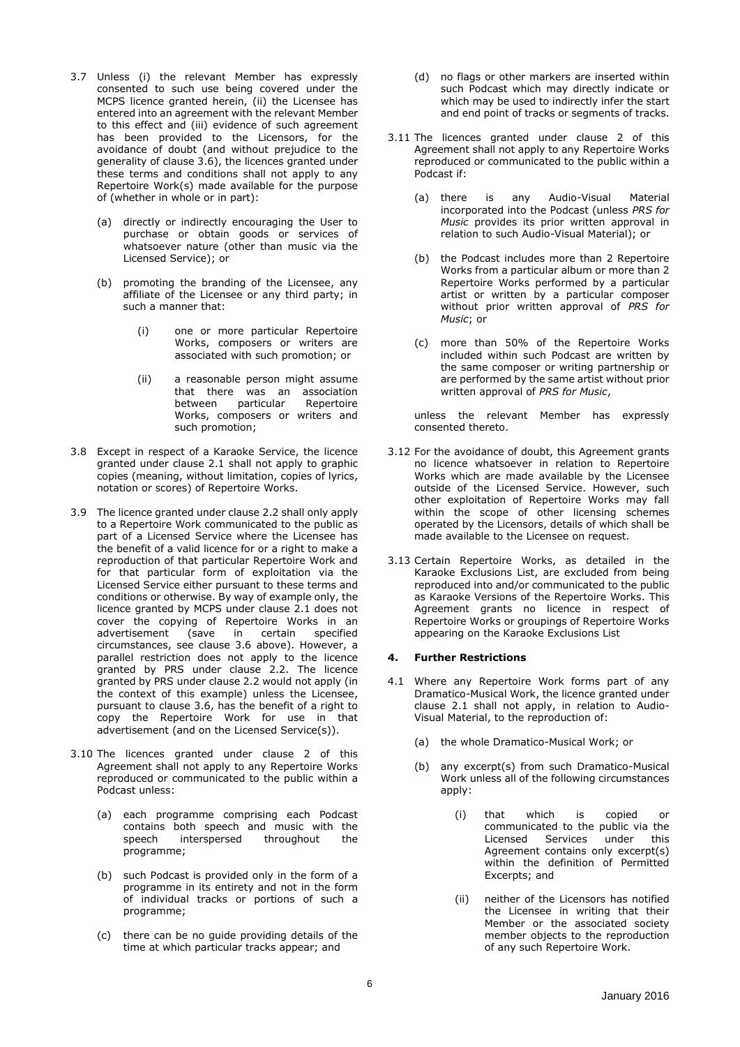3.7 Unless (i) the relevant Member has expressly consented to such use being covered under the MCPS licence granted herein, (ii) the Licensee has entered into an agreement with the relevant Member to this effect and (iii) evidence of such agreement has been provided to the Licensors, for the avoidance of doubt (and without prejudice to the generality of clause 3.6), the licences granted under these terms and conditions shall not apply to any Repertoire Work(s) made available for the purpose of (whether in whole or in part):

   (a) directly or indirectly encouraging the User to purchase or obtain goods or services of whatsoever nature (other than music via the Licensed Service); or

   (b) promoting the branding of the Licensee, any affiliate of the Licensee or any third party; in such a manner that:

      (i) one or more particular Repertoire Works, composers or writers are associated with such promotion; or

      (ii) a reasonable person might assume that there was an association between particular Repertoire Works, composers or writers and such promotion;

3.8 Except in respect of a Karaoke Service, the licence granted under clause 2.1 shall not apply to graphic copies (meaning, without limitation, copies of lyrics, notation or scores) of Repertoire Works.

3.9 The licence granted under clause 2.2 shall only apply to a Repertoire Work communicated to the public as part of a Licensed Service where the Licensee has the benefit of a valid licence for or a right to make a reproduction of that particular Repertoire Work and for that particular form of exploitation via the Licensed Service either pursuant to these terms and conditions or otherwise. By way of example only, the licence granted by MCPS under clause 2.1 does not cover the copying of Repertoire Works in an advertisement (save in certain specified circumstances, see clause 3.6 above). However, a parallel restriction does not apply to the licence granted by PRS under clause 2.2. The licence granted by PRS under clause 2.2 would not apply (in the context of this example) unless the Licensee, pursuant to clause 3.6, has the benefit of a right to copy the Repertoire Work for use in that advertisement (and on the Licensed Service(s)).

3.10 The licences granted under clause 2 of this Agreement shall not apply to any Repertoire Works reproduced or communicated to the public within a Podcast unless:

   (a) each programme comprising each Podcast contains both speech and music with the speech interspersed throughout the programme;

   (b) such Podcast is provided only in the form of a programme in its entirety and not in the form of individual tracks or portions of such a programme;

   (c) there can be no guide providing details of the time at which particular tracks appear; and

   (d) no flags or other markers are inserted within such Podcast which may directly indicate or which may be used to indirectly infer the start and end point of tracks or segments of tracks.

3.11 The licences granted under clause 2 of this Agreement shall not apply to any Repertoire Works reproduced or communicated to the public within a Podcast if:

   (a) there is any Audio-Visual Material incorporated into the Podcast (unless *PRS for Music* provides its prior written approval in relation to such Audio-Visual Material); or

   (b) the Podcast includes more than 2 Repertoire Works from a particular album or more than 2 Repertoire Works performed by a particular artist or written by a particular composer without prior written approval of *PRS for Music*; or

   (c) more than 50% of the Repertoire Works included within such Podcast are written by the same composer or writing partnership or are performed by the same artist without prior written approval of *PRS for Music*,

   unless the relevant Member has expressly consented thereto.

3.12 For the avoidance of doubt, this Agreement grants no licence whatsoever in relation to Repertoire Works which are made available by the Licensee outside of the Licensed Service. However, such other exploitation of Repertoire Works may fall within the scope of other licensing schemes operated by the Licensors, details of which shall be made available to the Licensee on request.

3.13 Certain Repertoire Works, as detailed in the Karaoke Exclusions List, are excluded from being reproduced into and/or communicated to the public as Karaoke Versions of the Repertoire Works. This Agreement grants no licence in respect of Repertoire Works or groupings of Repertoire Works appearing on the Karaoke Exclusions List

## 4. Further Restrictions

4.1 Where any Repertoire Work forms part of any Dramatico-Musical Work, the licence granted under clause 2.1 shall not apply, in relation to Audio-Visual Material, to the reproduction of:

   (a) the whole Dramatico-Musical Work; or

   (b) any excerpt(s) from such Dramatico-Musical Work unless all of the following circumstances apply:

      (i) that which is copied or communicated to the public via the Licensed Services under this Agreement contains only excerpt(s) within the definition of Permitted Excerpts; and

      (ii) neither of the Licensors has notified the Licensee in writing that their Member or the associated society member objects to the reproduction of any such Repertoire Work.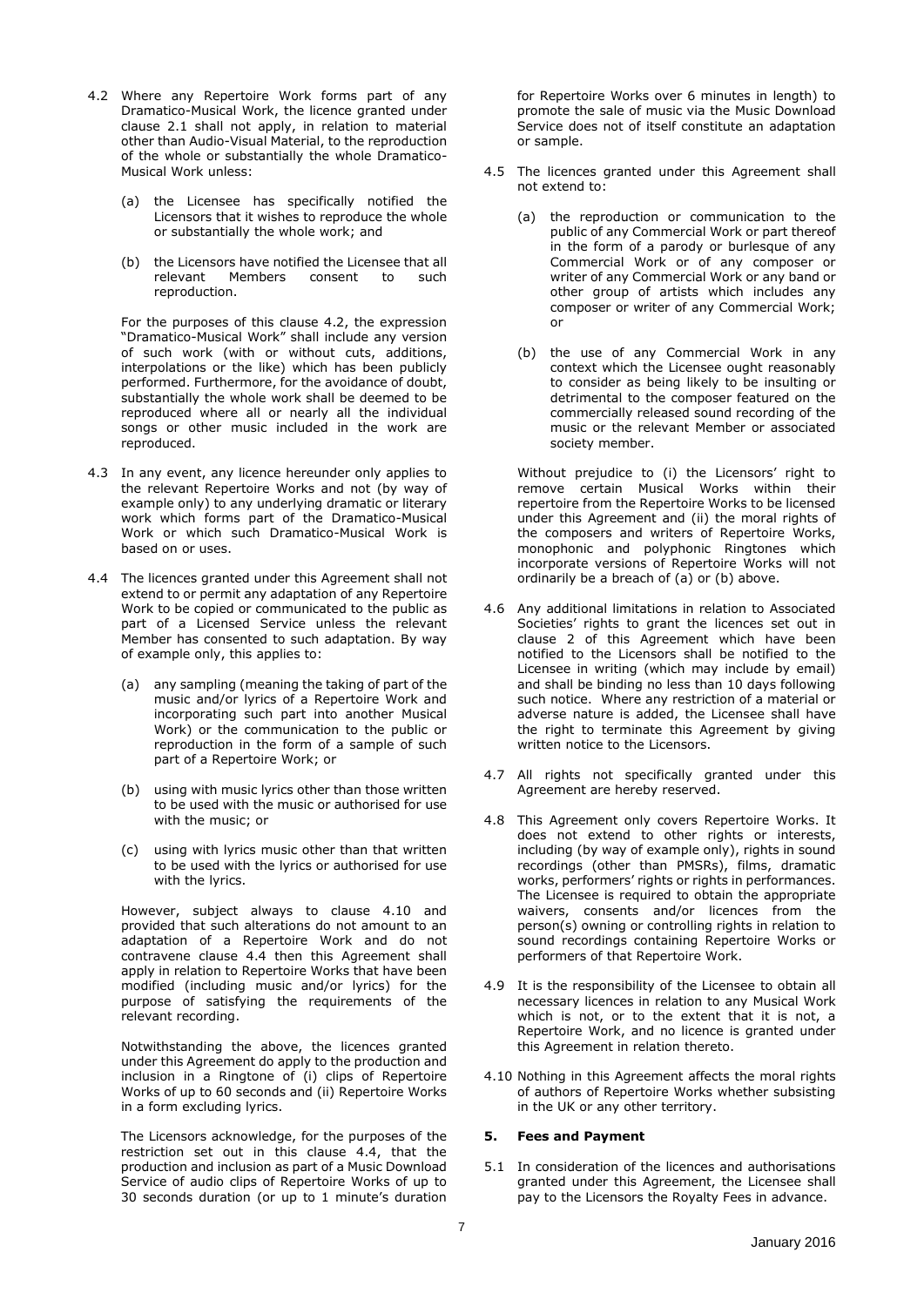4.2 Where any Repertoire Work forms part of any Dramatico-Musical Work, the licence granted under clause 2.1 shall not apply, in relation to material other than Audio-Visual Material, to the reproduction of the whole or substantially the whole Dramatico-Musical Work unless:

   (a) the Licensee has specifically notified the Licensors that it wishes to reproduce the whole or substantially the whole work; and

   (b) the Licensors have notified the Licensee that all relevant Members consent to such reproduction.

   For the purposes of this clause 4.2, the expression "Dramatico-Musical Work" shall include any version of such work (with or without cuts, additions, interpolations or the like) which has been publicly performed. Furthermore, for the avoidance of doubt, substantially the whole work shall be deemed to be reproduced where all or nearly all the individual songs or other music included in the work are reproduced.

4.3 In any event, any licence hereunder only applies to the relevant Repertoire Works and not (by way of example only) to any underlying dramatic or literary work which forms part of the Dramatico-Musical Work or which such Dramatico-Musical Work is based on or uses.

4.4 The licences granted under this Agreement shall not extend to or permit any adaptation of any Repertoire Work to be copied or communicated to the public as part of a Licensed Service unless the relevant Member has consented to such adaptation. By way of example only, this applies to:

   (a) any sampling (meaning the taking of part of the music and/or lyrics of a Repertoire Work and incorporating such part into another Musical Work) or the communication to the public or reproduction in the form of a sample of such part of a Repertoire Work; or

   (b) using with music lyrics other than those written to be used with the music or authorised for use with the music; or

   (c) using with lyrics music other than that written to be used with the lyrics or authorised for use with the lyrics.

   However, subject always to clause 4.10 and provided that such alterations do not amount to an adaptation of a Repertoire Work and do not contravene clause 4.4 then this Agreement shall apply in relation to Repertoire Works that have been modified (including music and/or lyrics) for the purpose of satisfying the requirements of the relevant recording.

   Notwithstanding the above, the licences granted under this Agreement do apply to the production and inclusion in a Ringtone of (i) clips of Repertoire Works of up to 60 seconds and (ii) Repertoire Works in a form excluding lyrics.

   The Licensors acknowledge, for the purposes of the restriction set out in this clause 4.4, that the production and inclusion as part of a Music Download Service of audio clips of Repertoire Works of up to 30 seconds duration (or up to 1 minute's duration for Repertoire Works over 6 minutes in length) to promote the sale of music via the Music Download Service does not of itself constitute an adaptation or sample.

4.5 The licences granted under this Agreement shall not extend to:

   (a) the reproduction or communication to the public of any Commercial Work or part thereof in the form of a parody or burlesque of any Commercial Work or of any composer or writer of any Commercial Work or any band or other group of artists which includes any composer or writer of any Commercial Work; or

   (b) the use of any Commercial Work in any context which the Licensee ought reasonably to consider as being likely to be insulting or detrimental to the composer featured on the commercially released sound recording of the music or the relevant Member or associated society member.

   Without prejudice to (i) the Licensors' right to remove certain Musical Works within their repertoire from the Repertoire Works to be licensed under this Agreement and (ii) the moral rights of the composers and writers of Repertoire Works, monophonic and polyphonic Ringtones which incorporate versions of Repertoire Works will not ordinarily be a breach of (a) or (b) above.

4.6 Any additional limitations in relation to Associated Societies' rights to grant the licences set out in clause 2 of this Agreement which have been notified to the Licensors shall be notified to the Licensee in writing (which may include by email) and shall be binding no less than 10 days following such notice. Where any restriction of a material or adverse nature is added, the Licensee shall have the right to terminate this Agreement by giving written notice to the Licensors.

4.7 All rights not specifically granted under this Agreement are hereby reserved.

4.8 This Agreement only covers Repertoire Works. It does not extend to other rights or interests, including (by way of example only), rights in sound recordings (other than PMSRs), films, dramatic works, performers' rights or rights in performances. The Licensee is required to obtain the appropriate waivers, consents and/or licences from the person(s) owning or controlling rights in relation to sound recordings containing Repertoire Works or performers of that Repertoire Work.

4.9 It is the responsibility of the Licensee to obtain all necessary licences in relation to any Musical Work which is not, or to the extent that it is not, a Repertoire Work, and no licence is granted under this Agreement in relation thereto.

4.10 Nothing in this Agreement affects the moral rights of authors of Repertoire Works whether subsisting in the UK or any other territory.

## 5. Fees and Payment

5.1 In consideration of the licences and authorisations granted under this Agreement, the Licensee shall pay to the Licensors the Royalty Fees in advance.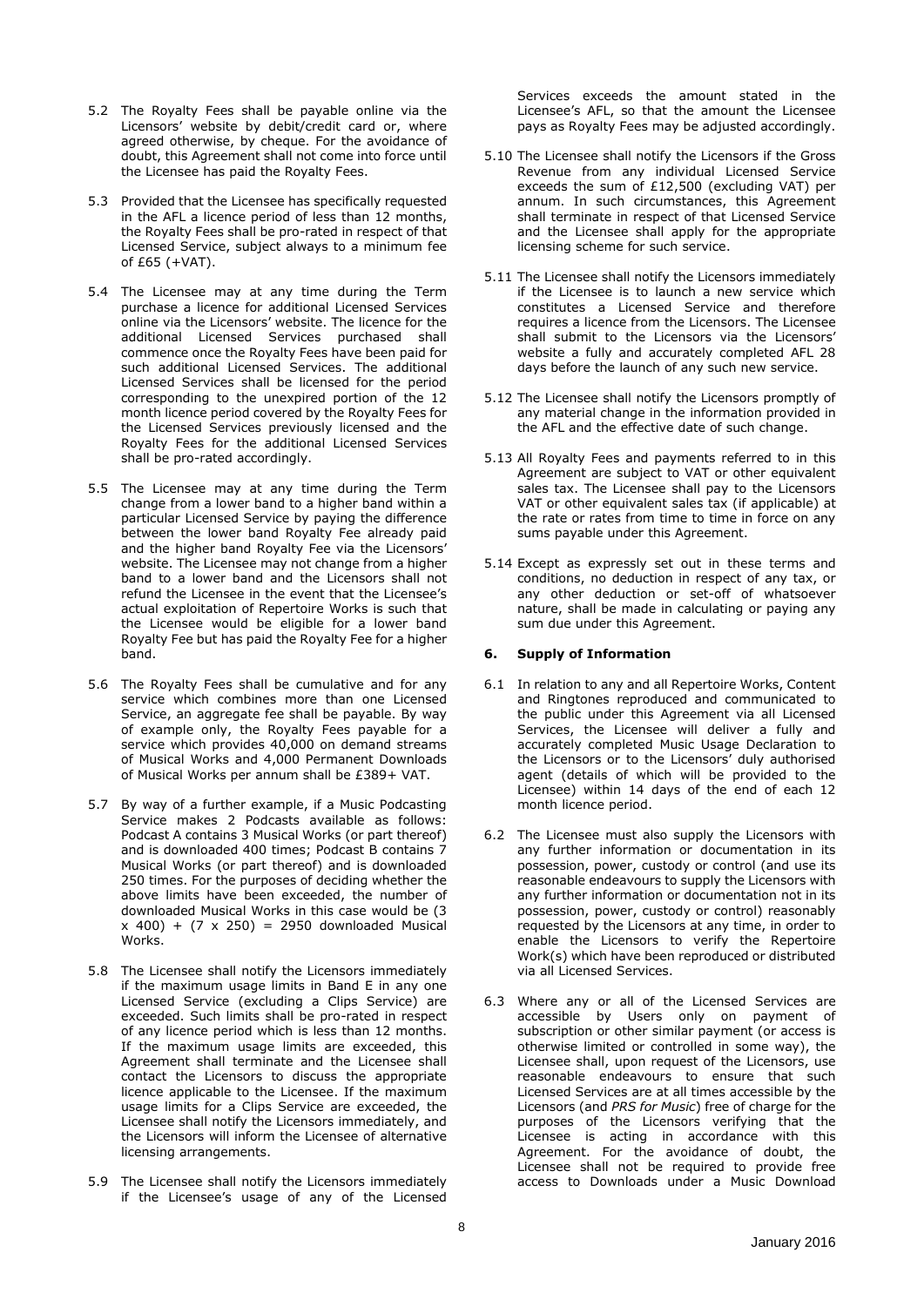5.2 The Royalty Fees shall be payable online via the Licensors' website by debit/credit card or, where agreed otherwise, by cheque. For the avoidance of doubt, this Agreement shall not come into force until the Licensee has paid the Royalty Fees.

5.3 Provided that the Licensee has specifically requested in the AFL a licence period of less than 12 months, the Royalty Fees shall be pro-rated in respect of that Licensed Service, subject always to a minimum fee of £65 (+VAT).

5.4 The Licensee may at any time during the Term purchase a licence for additional Licensed Services online via the Licensors' website. The licence for the additional Licensed Services purchased shall commence once the Royalty Fees have been paid for such additional Licensed Services. The additional Licensed Services shall be licensed for the period corresponding to the unexpired portion of the 12 month licence period covered by the Royalty Fees for the Licensed Services previously licensed and the Royalty Fees for the additional Licensed Services shall be pro-rated accordingly.

5.5 The Licensee may at any time during the Term change from a lower band to a higher band within a particular Licensed Service by paying the difference between the lower band Royalty Fee already paid and the higher band Royalty Fee via the Licensors' website. The Licensee may not change from a higher band to a lower band and the Licensors shall not refund the Licensee in the event that the Licensee's actual exploitation of Repertoire Works is such that the Licensee would be eligible for a lower band Royalty Fee but has paid the Royalty Fee for a higher band.

5.6 The Royalty Fees shall be cumulative and for any service which combines more than one Licensed Service, an aggregate fee shall be payable. By way of example only, the Royalty Fees payable for a service which provides 40,000 on demand streams of Musical Works and 4,000 Permanent Downloads of Musical Works per annum shall be £389+ VAT.

5.7 By way of a further example, if a Music Podcasting Service makes 2 Podcasts available as follows: Podcast A contains 3 Musical Works (or part thereof) and is downloaded 400 times; Podcast B contains 7 Musical Works (or part thereof) and is downloaded 250 times. For the purposes of deciding whether the above limits have been exceeded, the number of downloaded Musical Works in this case would be (3 x 400) + (7 x 250) = 2950 downloaded Musical Works.

5.8 The Licensee shall notify the Licensors immediately if the maximum usage limits in Band E in any one Licensed Service (excluding a Clips Service) are exceeded. Such limits shall be pro-rated in respect of any licence period which is less than 12 months. If the maximum usage limits are exceeded, this Agreement shall terminate and the Licensee shall contact the Licensors to discuss the appropriate licence applicable to the Licensee. If the maximum usage limits for a Clips Service are exceeded, the Licensee shall notify the Licensors immediately, and the Licensors will inform the Licensee of alternative licensing arrangements.

5.9 The Licensee shall notify the Licensors immediately if the Licensee's usage of any of the Licensed Services exceeds the amount stated in the Licensee's AFL, so that the amount the Licensee pays as Royalty Fees may be adjusted accordingly.

5.10 The Licensee shall notify the Licensors if the Gross Revenue from any individual Licensed Service exceeds the sum of £12,500 (excluding VAT) per annum. In such circumstances, this Agreement shall terminate in respect of that Licensed Service and the Licensee shall apply for the appropriate licensing scheme for such service.

5.11 The Licensee shall notify the Licensors immediately if the Licensee is to launch a new service which constitutes a Licensed Service and therefore requires a licence from the Licensors. The Licensee shall submit to the Licensors via the Licensors' website a fully and accurately completed AFL 28 days before the launch of any such new service.

5.12 The Licensee shall notify the Licensors promptly of any material change in the information provided in the AFL and the effective date of such change.

5.13 All Royalty Fees and payments referred to in this Agreement are subject to VAT or other equivalent sales tax. The Licensee shall pay to the Licensors VAT or other equivalent sales tax (if applicable) at the rate or rates from time to time in force on any sums payable under this Agreement.

5.14 Except as expressly set out in these terms and conditions, no deduction in respect of any tax, or any other deduction or set-off of whatsoever nature, shall be made in calculating or paying any sum due under this Agreement.

## 6. Supply of Information

6.1 In relation to any and all Repertoire Works, Content and Ringtones reproduced and communicated to the public under this Agreement via all Licensed Services, the Licensee will deliver a fully and accurately completed Music Usage Declaration to the Licensors or to the Licensors' duly authorised agent (details of which will be provided to the Licensee) within 14 days of the end of each 12 month licence period.

6.2 The Licensee must also supply the Licensors with any further information or documentation in its possession, power, custody or control (and use its reasonable endeavours to supply the Licensors with any further information or documentation not in its possession, power, custody or control) reasonably requested by the Licensors at any time, in order to enable the Licensors to verify the Repertoire Work(s) which have been reproduced or distributed via all Licensed Services.

6.3 Where any or all of the Licensed Services are accessible by Users only on payment of subscription or other similar payment (or access is otherwise limited or controlled in some way), the Licensee shall, upon request of the Licensors, use reasonable endeavours to ensure that such Licensed Services are at all times accessible by the Licensors (and *PRS for Music*) free of charge for the purposes of the Licensors verifying that the Licensee is acting in accordance with this Agreement. For the avoidance of doubt, the Licensee shall not be required to provide free access to Downloads under a Music Download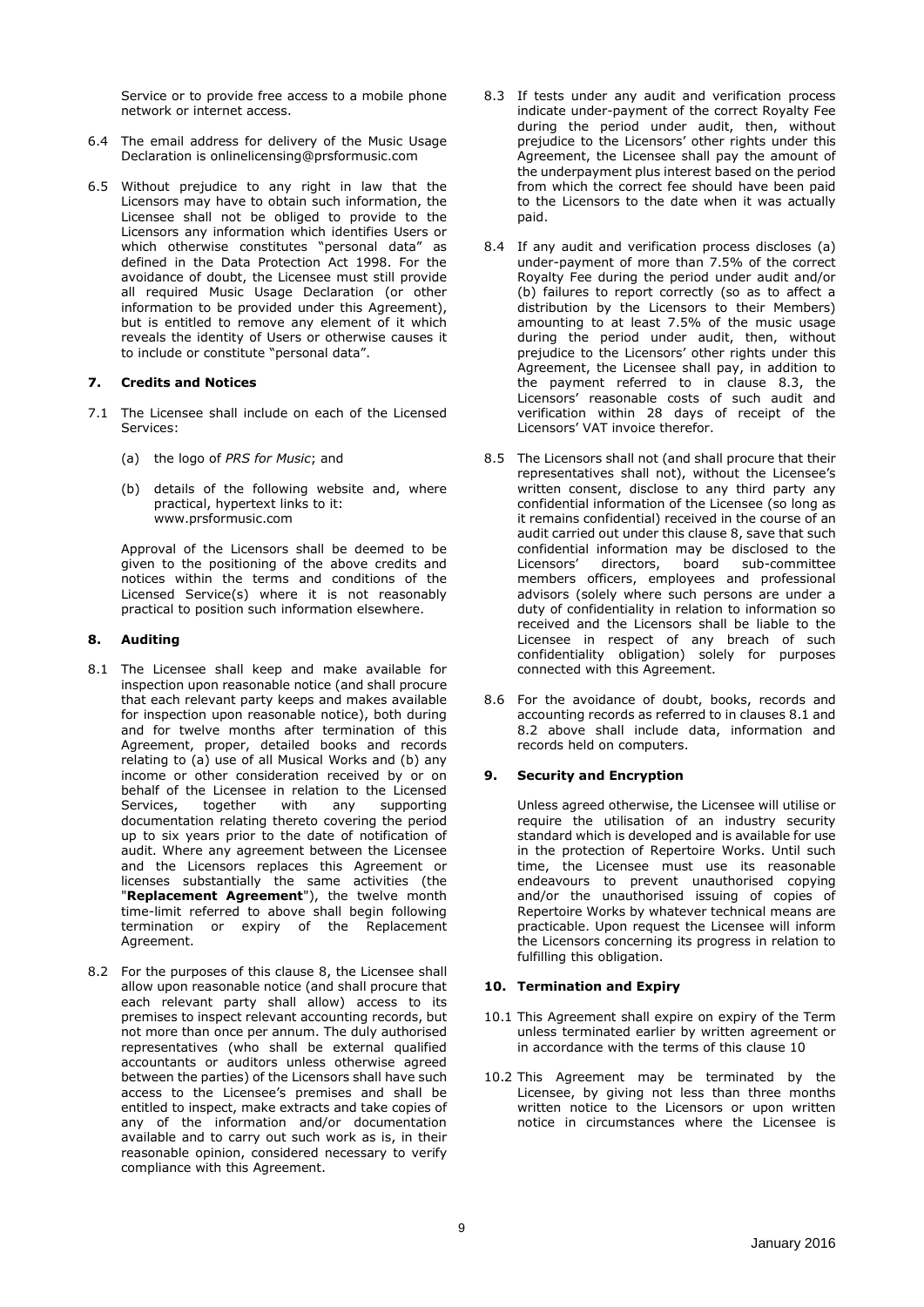Service or to provide free access to a mobile phone network or internet access.

6.4 The email address for delivery of the Music Usage Declaration is onlinelicensing@prsformusic.com

6.5 Without prejudice to any right in law that the Licensors may have to obtain such information, the Licensee shall not be obliged to provide to the Licensors any information which identifies Users or which otherwise constitutes "personal data" as defined in the Data Protection Act 1998. For the avoidance of doubt, the Licensee must still provide all required Music Usage Declaration (or other information to be provided under this Agreement), but is entitled to remove any element of it which reveals the identity of Users or otherwise causes it to include or constitute "personal data".

## 7. Credits and Notices

7.1 The Licensee shall include on each of the Licensed Services:

(a) the logo of *PRS for Music*; and

(b) details of the following website and, where practical, hypertext links to it: www.prsformusic.com

Approval of the Licensors shall be deemed to be given to the positioning of the above credits and notices within the terms and conditions of the Licensed Service(s) where it is not reasonably practical to position such information elsewhere.

## 8. Auditing

8.1 The Licensee shall keep and make available for inspection upon reasonable notice (and shall procure that each relevant party keeps and makes available for inspection upon reasonable notice), both during and for twelve months after termination of this Agreement, proper, detailed books and records relating to (a) use of all Musical Works and (b) any income or other consideration received by or on behalf of the Licensee in relation to the Licensed Services, together with any supporting documentation relating thereto covering the period up to six years prior to the date of notification of audit. Where any agreement between the Licensee and the Licensors replaces this Agreement or licenses substantially the same activities (the "**Replacement Agreement**"), the twelve month time-limit referred to above shall begin following termination or expiry of the Replacement Agreement.

8.2 For the purposes of this clause 8, the Licensee shall allow upon reasonable notice (and shall procure that each relevant party shall allow) access to its premises to inspect relevant accounting records, but not more than once per annum. The duly authorised representatives (who shall be external qualified accountants or auditors unless otherwise agreed between the parties) of the Licensors shall have such access to the Licensee's premises and shall be entitled to inspect, make extracts and take copies of any of the information and/or documentation available and to carry out such work as is, in their reasonable opinion, considered necessary to verify compliance with this Agreement.

8.3 If tests under any audit and verification process indicate under-payment of the correct Royalty Fee during the period under audit, then, without prejudice to the Licensors' other rights under this Agreement, the Licensee shall pay the amount of the underpayment plus interest based on the period from which the correct fee should have been paid to the Licensors to the date when it was actually paid.

8.4 If any audit and verification process discloses (a) under-payment of more than 7.5% of the correct Royalty Fee during the period under audit and/or (b) failures to report correctly (so as to affect a distribution by the Licensors to their Members) amounting to at least 7.5% of the music usage during the period under audit, then, without prejudice to the Licensors' other rights under this Agreement, the Licensee shall pay, in addition to the payment referred to in clause 8.3, the Licensors' reasonable costs of such audit and verification within 28 days of receipt of the Licensors' VAT invoice therefor.

8.5 The Licensors shall not (and shall procure that their representatives shall not), without the Licensee's written consent, disclose to any third party any confidential information of the Licensee (so long as it remains confidential) received in the course of an audit carried out under this clause 8, save that such confidential information may be disclosed to the Licensors' directors, board sub-committee members officers, employees and professional advisors (solely where such persons are under a duty of confidentiality in relation to information so received and the Licensors shall be liable to the Licensee in respect of any breach of such confidentiality obligation) solely for purposes connected with this Agreement.

8.6 For the avoidance of doubt, books, records and accounting records as referred to in clauses 8.1 and 8.2 above shall include data, information and records held on computers.

## 9. Security and Encryption

Unless agreed otherwise, the Licensee will utilise or require the utilisation of an industry security standard which is developed and is available for use in the protection of Repertoire Works. Until such time, the Licensee must use its reasonable endeavours to prevent unauthorised copying and/or the unauthorised issuing of copies of Repertoire Works by whatever technical means are practicable. Upon request the Licensee will inform the Licensors concerning its progress in relation to fulfilling this obligation.

## 10. Termination and Expiry

10.1 This Agreement shall expire on expiry of the Term unless terminated earlier by written agreement or in accordance with the terms of this clause 10

10.2 This Agreement may be terminated by the Licensee, by giving not less than three months written notice to the Licensors or upon written notice in circumstances where the Licensee is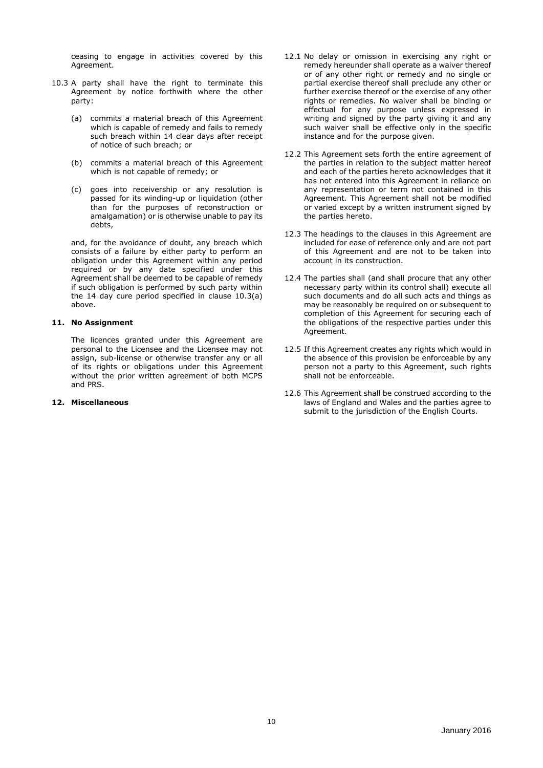ceasing to engage in activities covered by this Agreement.

10.3 A party shall have the right to terminate this Agreement by notice forthwith where the other party:

(a) commits a material breach of this Agreement which is capable of remedy and fails to remedy such breach within 14 clear days after receipt of notice of such breach; or

(b) commits a material breach of this Agreement which is not capable of remedy; or

(c) goes into receivership or any resolution is passed for its winding-up or liquidation (other than for the purposes of reconstruction or amalgamation) or is otherwise unable to pay its debts,

and, for the avoidance of doubt, any breach which consists of a failure by either party to perform an obligation under this Agreement within any period required or by any date specified under this Agreement shall be deemed to be capable of remedy if such obligation is performed by such party within the 14 day cure period specified in clause 10.3(a) above.

## 11. No Assignment

The licences granted under this Agreement are personal to the Licensee and the Licensee may not assign, sub-license or otherwise transfer any or all of its rights or obligations under this Agreement without the prior written agreement of both MCPS and PRS.

## 12. Miscellaneous

12.1 No delay or omission in exercising any right or remedy hereunder shall operate as a waiver thereof or of any other right or remedy and no single or partial exercise thereof shall preclude any other or further exercise thereof or the exercise of any other rights or remedies. No waiver shall be binding or effectual for any purpose unless expressed in writing and signed by the party giving it and any such waiver shall be effective only in the specific instance and for the purpose given.

12.2 This Agreement sets forth the entire agreement of the parties in relation to the subject matter hereof and each of the parties hereto acknowledges that it has not entered into this Agreement in reliance on any representation or term not contained in this Agreement. This Agreement shall not be modified or varied except by a written instrument signed by the parties hereto.

12.3 The headings to the clauses in this Agreement are included for ease of reference only and are not part of this Agreement and are not to be taken into account in its construction.

12.4 The parties shall (and shall procure that any other necessary party within its control shall) execute all such documents and do all such acts and things as may be reasonably be required on or subsequent to completion of this Agreement for securing each of the obligations of the respective parties under this Agreement.

12.5 If this Agreement creates any rights which would in the absence of this provision be enforceable by any person not a party to this Agreement, such rights shall not be enforceable.

12.6 This Agreement shall be construed according to the laws of England and Wales and the parties agree to submit to the jurisdiction of the English Courts.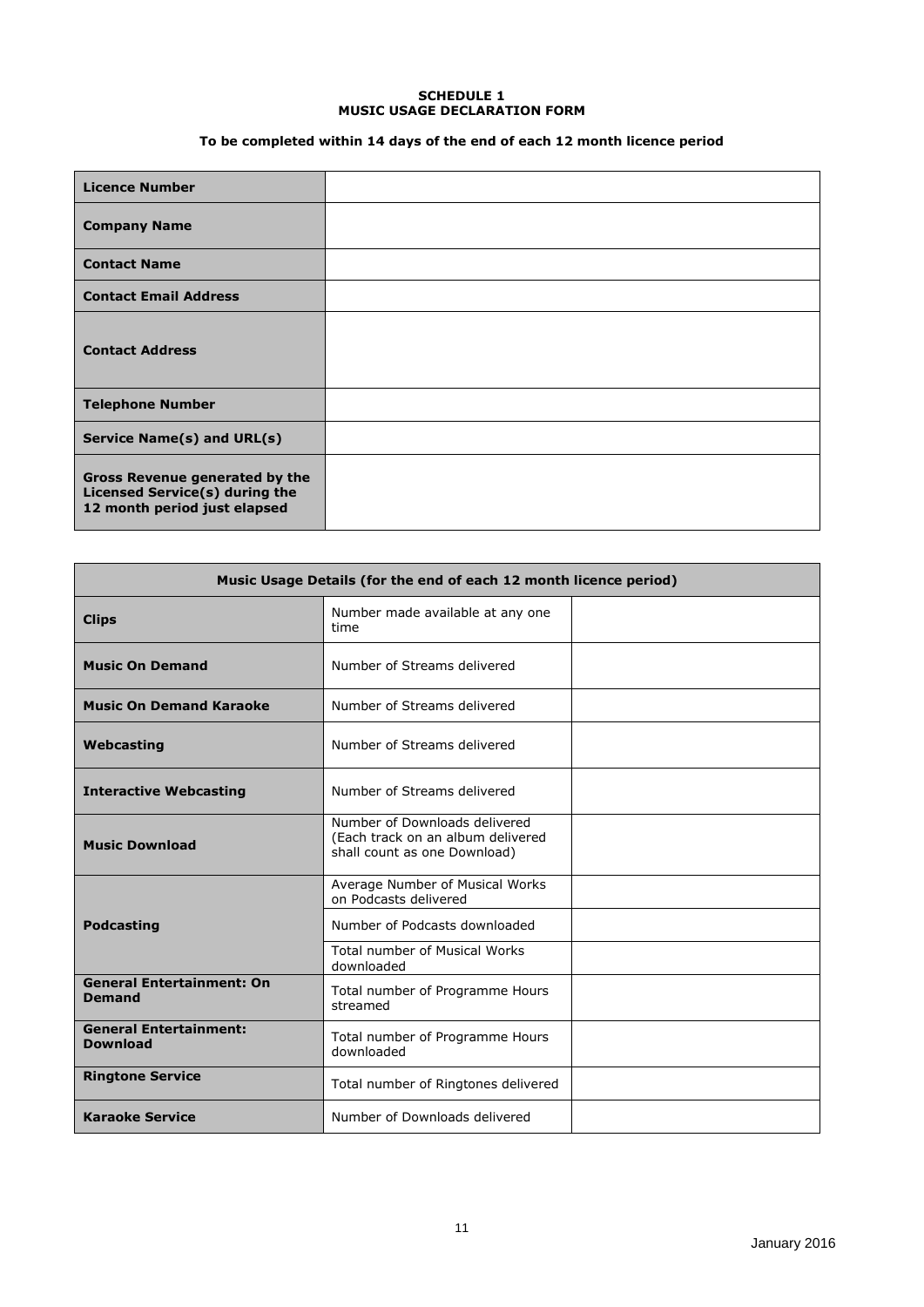**SCHEDULE 1**
**MUSIC USAGE DECLARATION FORM**

**To be completed within 14 days of the end of each 12 month licence period**

| | |
|---|---|
| **Licence Number** | |
| **Company Name** | |
| **Contact Name** | |
| **Contact Email Address** | |
| **Contact Address** | |
| **Telephone Number** | |
| **Service Name(s) and URL(s)** | |
| **Gross Revenue generated by the Licensed Service(s) during the 12 month period just elapsed** | |

| **Music Usage Details (for the end of each 12 month licence period)** | | |
|---|---|---|
| **Clips** | Number made available at any one time | |
| **Music On Demand** | Number of Streams delivered | |
| **Music On Demand Karaoke** | Number of Streams delivered | |
| **Webcasting** | Number of Streams delivered | |
| **Interactive Webcasting** | Number of Streams delivered | |
| **Music Download** | Number of Downloads delivered (Each track on an album delivered shall count as one Download) | |
| **Podcasting** | Average Number of Musical Works on Podcasts delivered | |
| | Number of Podcasts downloaded | |
| | Total number of Musical Works downloaded | |
| **General Entertainment: On Demand** | Total number of Programme Hours streamed | |
| **General Entertainment: Download** | Total number of Programme Hours downloaded | |
| **Ringtone Service** | Total number of Ringtones delivered | |
| **Karaoke Service** | Number of Downloads delivered | |

January 2016